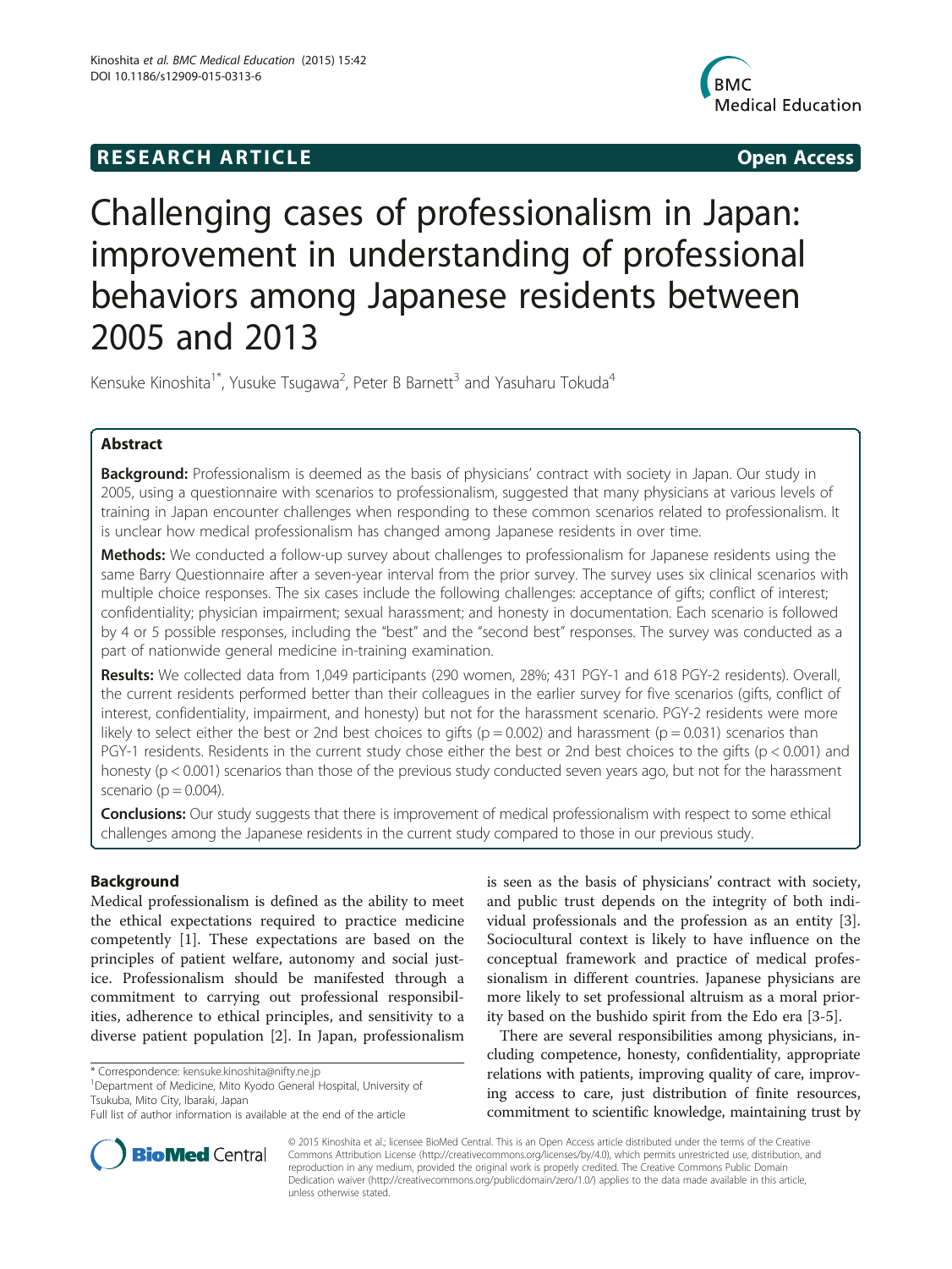**RESEARCH ARTICLE** **Open Access**

# Challenging cases of professionalism in Japan: improvement in understanding of professional behaviors among Japanese residents between 2005 and 2013

Kensuke Kinoshita[1*], Yusuke Tsugawa[2], Peter B Barnett[3] and Yasuharu Tokuda[4]

## Abstract

**Background:** Professionalism is deemed as the basis of physicians' contract with society in Japan. Our study in 2005, using a questionnaire with scenarios to professionalism, suggested that many physicians at various levels of training in Japan encounter challenges when responding to these common scenarios related to professionalism. It is unclear how medical professionalism has changed among Japanese residents in over time.

**Methods:** We conducted a follow-up survey about challenges to professionalism for Japanese residents using the same Barry Questionnaire after a seven-year interval from the prior survey. The survey uses six clinical scenarios with multiple choice responses. The six cases include the following challenges: acceptance of gifts; conflict of interest; confidentiality; physician impairment; sexual harassment; and honesty in documentation. Each scenario is followed by 4 or 5 possible responses, including the "best" and the "second best" responses. The survey was conducted as a part of nationwide general medicine in-training examination.

**Results:** We collected data from 1,049 participants (290 women, 28%; 431 PGY-1 and 618 PGY-2 residents). Overall, the current residents performed better than their colleagues in the earlier survey for five scenarios (gifts, conflict of interest, confidentiality, impairment, and honesty) but not for the harassment scenario. PGY-2 residents were more likely to select either the best or 2nd best choices to gifts ($p = 0.002$) and harassment ($p = 0.031$) scenarios than PGY-1 residents. Residents in the current study chose either the best or 2nd best choices to the gifts ($p < 0.001$) and honesty ($p < 0.001$) scenarios than those of the previous study conducted seven years ago, but not for the harassment scenario ($p = 0.004$).

**Conclusions:** Our study suggests that there is improvement of medical professionalism with respect to some ethical challenges among the Japanese residents in the current study compared to those in our previous study.

## Background

Medical professionalism is defined as the ability to meet the ethical expectations required to practice medicine competently [1]. These expectations are based on the principles of patient welfare, autonomy and social justice. Professionalism should be manifested through a commitment to carrying out professional responsibilities, adherence to ethical principles, and sensitivity to a diverse patient population [2]. In Japan, professionalism is seen as the basis of physicians' contract with society, and public trust depends on the integrity of both individual professionals and the profession as an entity [3]. Sociocultural context is likely to have influence on the conceptual framework and practice of medical professionalism in different countries. Japanese physicians are more likely to set professional altruism as a moral priority based on the bushido spirit from the Edo era [3-5].

There are several responsibilities among physicians, including competence, honesty, confidentiality, appropriate relations with patients, improving quality of care, improving access to care, just distribution of finite resources, commitment to scientific knowledge, maintaining trust by

\* Correspondence: kensuke.kinoshita@nifty.ne.jp
[1]Department of Medicine, Mito Kyodo General Hospital, University of Tsukuba, Mito City, Ibaraki, Japan
Full list of author information is available at the end of the article

© 2015 Kinoshita et al.; licensee BioMed Central. This is an Open Access article distributed under the terms of the Creative Commons Attribution License (http://creativecommons.org/licenses/by/4.0), which permits unrestricted use, distribution, and reproduction in any medium, provided the original work is properly credited. The Creative Commons Public Domain Dedication waiver (http://creativecommons.org/publicdomain/zero/1.0/) applies to the data made available in this article, unless otherwise stated.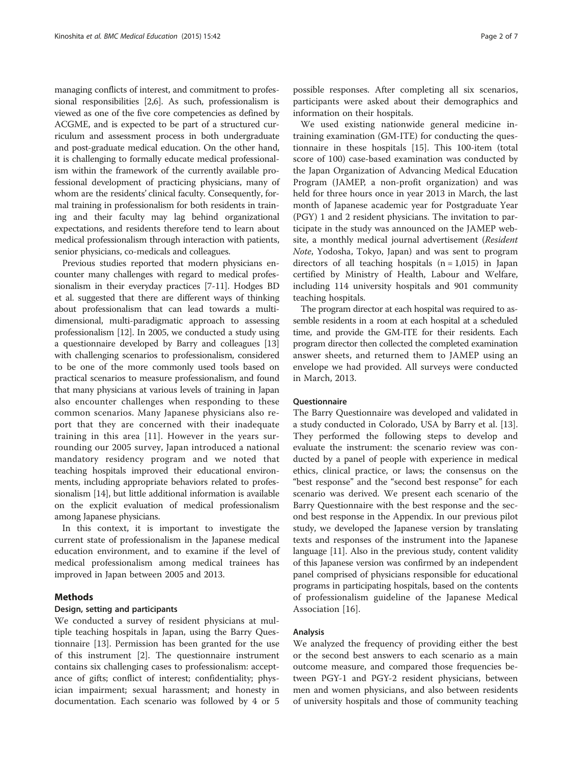managing conflicts of interest, and commitment to professional responsibilities [2,6]. As such, professionalism is viewed as one of the five core competencies as defined by ACGME, and is expected to be part of a structured curriculum and assessment process in both undergraduate and post-graduate medical education. On the other hand, it is challenging to formally educate medical professionalism within the framework of the currently available professional development of practicing physicians, many of whom are the residents' clinical faculty. Consequently, formal training in professionalism for both residents in training and their faculty may lag behind organizational expectations, and residents therefore tend to learn about medical professionalism through interaction with patients, senior physicians, co-medicals and colleagues.

Previous studies reported that modern physicians encounter many challenges with regard to medical professionalism in their everyday practices [7-11]. Hodges BD et al. suggested that there are different ways of thinking about professionalism that can lead towards a multi-dimensional, multi-paradigmatic approach to assessing professionalism [12]. In 2005, we conducted a study using a questionnaire developed by Barry and colleagues [13] with challenging scenarios to professionalism, considered to be one of the more commonly used tools based on practical scenarios to measure professionalism, and found that many physicians at various levels of training in Japan also encounter challenges when responding to these common scenarios. Many Japanese physicians also report that they are concerned with their inadequate training in this area [11]. However in the years surrounding our 2005 survey, Japan introduced a national mandatory residency program and we noted that teaching hospitals improved their educational environments, including appropriate behaviors related to professionalism [14], but little additional information is available on the explicit evaluation of medical professionalism among Japanese physicians.

In this context, it is important to investigate the current state of professionalism in the Japanese medical education environment, and to examine if the level of medical professionalism among medical trainees has improved in Japan between 2005 and 2013.

## Methods

### Design, setting and participants

We conducted a survey of resident physicians at multiple teaching hospitals in Japan, using the Barry Questionnaire [13]. Permission has been granted for the use of this instrument [2]. The questionnaire instrument contains six challenging cases to professionalism: acceptance of gifts; conflict of interest; confidentiality; physician impairment; sexual harassment; and honesty in documentation. Each scenario was followed by 4 or 5 possible responses. After completing all six scenarios, participants were asked about their demographics and information on their hospitals.

We used existing nationwide general medicine in-training examination (GM-ITE) for conducting the questionnaire in these hospitals [15]. This 100-item (total score of 100) case-based examination was conducted by the Japan Organization of Advancing Medical Education Program (JAMEP, a non-profit organization) and was held for three hours once in year 2013 in March, the last month of Japanese academic year for Postgraduate Year (PGY) 1 and 2 resident physicians. The invitation to participate in the study was announced on the JAMEP website, a monthly medical journal advertisement (*Resident Note*, Yodosha, Tokyo, Japan) and was sent to program directors of all teaching hospitals (n = 1,015) in Japan certified by Ministry of Health, Labour and Welfare, including 114 university hospitals and 901 community teaching hospitals.

The program director at each hospital was required to assemble residents in a room at each hospital at a scheduled time, and provide the GM-ITE for their residents. Each program director then collected the completed examination answer sheets, and returned them to JAMEP using an envelope we had provided. All surveys were conducted in March, 2013.

### Questionnaire

The Barry Questionnaire was developed and validated in a study conducted in Colorado, USA by Barry et al. [13]. They performed the following steps to develop and evaluate the instrument: the scenario review was conducted by a panel of people with experience in medical ethics, clinical practice, or laws; the consensus on the "best response" and the "second best response" for each scenario was derived. We present each scenario of the Barry Questionnaire with the best response and the second best response in the Appendix. In our previous pilot study, we developed the Japanese version by translating texts and responses of the instrument into the Japanese language [11]. Also in the previous study, content validity of this Japanese version was confirmed by an independent panel comprised of physicians responsible for educational programs in participating hospitals, based on the contents of professionalism guideline of the Japanese Medical Association [16].

### Analysis

We analyzed the frequency of providing either the best or the second best answers to each scenario as a main outcome measure, and compared those frequencies between PGY-1 and PGY-2 resident physicians, between men and women physicians, and also between residents of university hospitals and those of community teaching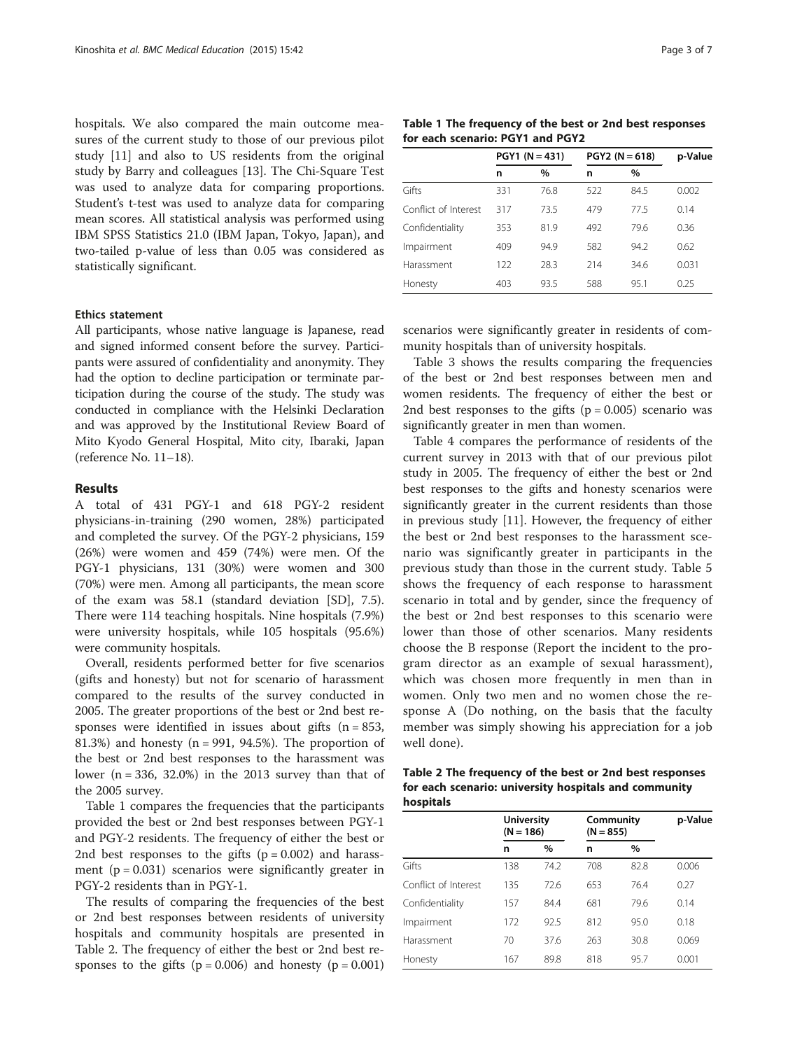hospitals. We also compared the main outcome measures of the current study to those of our previous pilot study [11] and also to US residents from the original study by Barry and colleagues [13]. The Chi-Square Test was used to analyze data for comparing proportions. Student's t-test was used to analyze data for comparing mean scores. All statistical analysis was performed using IBM SPSS Statistics 21.0 (IBM Japan, Tokyo, Japan), and two-tailed p-value of less than 0.05 was considered as statistically significant.

### Ethics statement

All participants, whose native language is Japanese, read and signed informed consent before the survey. Participants were assured of confidentiality and anonymity. They had the option to decline participation or terminate participation during the course of the study. The study was conducted in compliance with the Helsinki Declaration and was approved by the Institutional Review Board of Mito Kyodo General Hospital, Mito city, Ibaraki, Japan (reference No. 11–18).

## Results

A total of 431 PGY-1 and 618 PGY-2 resident physicians-in-training (290 women, 28%) participated and completed the survey. Of the PGY-2 physicians, 159 (26%) were women and 459 (74%) were men. Of the PGY-1 physicians, 131 (30%) were women and 300 (70%) were men. Among all participants, the mean score of the exam was 58.1 (standard deviation [SD], 7.5). There were 114 teaching hospitals. Nine hospitals (7.9%) were university hospitals, while 105 hospitals (95.6%) were community hospitals.

Overall, residents performed better for five scenarios (gifts and honesty) but not for scenario of harassment compared to the results of the survey conducted in 2005. The greater proportions of the best or 2nd best responses were identified in issues about gifts (n = 853, 81.3%) and honesty (n = 991, 94.5%). The proportion of the best or 2nd best responses to the harassment was lower (n = 336, 32.0%) in the 2013 survey than that of the 2005 survey.

Table 1 compares the frequencies that the participants provided the best or 2nd best responses between PGY-1 and PGY-2 residents. The frequency of either the best or 2nd best responses to the gifts ($p = 0.002$) and harassment ($p = 0.031$) scenarios were significantly greater in PGY-2 residents than in PGY-1.

The results of comparing the frequencies of the best or 2nd best responses between residents of university hospitals and community hospitals are presented in Table 2. The frequency of either the best or 2nd best responses to the gifts ($p = 0.006$) and honesty ($p = 0.001$) scenarios were significantly greater in residents of community hospitals than of university hospitals.

Table 3 shows the results comparing the frequencies of the best or 2nd best responses between men and women residents. The frequency of either the best or 2nd best responses to the gifts ($p = 0.005$) scenario was significantly greater in men than women.

Table 4 compares the performance of residents of the current survey in 2013 with that of our previous pilot study in 2005. The frequency of either the best or 2nd best responses to the gifts and honesty scenarios were significantly greater in the current residents than those in previous study [11]. However, the frequency of either the best or 2nd best responses to the harassment scenario was significantly greater in participants in the previous study than those in the current study. Table 5 shows the frequency of each response to harassment scenario in total and by gender, since the frequency of the best or 2nd best responses to this scenario were lower than those of other scenarios. Many residents choose the B response (Report the incident to the program director as an example of sexual harassment), which was chosen more frequently in men than in women. Only two men and no women chose the response A (Do nothing, on the basis that the faculty member was simply showing his appreciation for a job well done).

**Table 1 The frequency of the best or 2nd best responses for each scenario: PGY1 and PGY2**

| | PGY1 (N = 431) | | PGY2 (N = 618) | | p-Value |
|---|---|---|---|---|---|
| | n | % | n | % | |
| Gifts | 331 | 76.8 | 522 | 84.5 | 0.002 |
| Conflict of Interest | 317 | 73.5 | 479 | 77.5 | 0.14 |
| Confidentiality | 353 | 81.9 | 492 | 79.6 | 0.36 |
| Impairment | 409 | 94.9 | 582 | 94.2 | 0.62 |
| Harassment | 122 | 28.3 | 214 | 34.6 | 0.031 |
| Honesty | 403 | 93.5 | 588 | 95.1 | 0.25 |

**Table 2 The frequency of the best or 2nd best responses for each scenario: university hospitals and community hospitals**

| | University (N = 186) | | Community (N = 855) | | p-Value |
|---|---|---|---|---|---|
| | n | % | n | % | |
| Gifts | 138 | 74.2 | 708 | 82.8 | 0.006 |
| Conflict of Interest | 135 | 72.6 | 653 | 76.4 | 0.27 |
| Confidentiality | 157 | 84.4 | 681 | 79.6 | 0.14 |
| Impairment | 172 | 92.5 | 812 | 95.0 | 0.18 |
| Harassment | 70 | 37.6 | 263 | 30.8 | 0.069 |
| Honesty | 167 | 89.8 | 818 | 95.7 | 0.001 |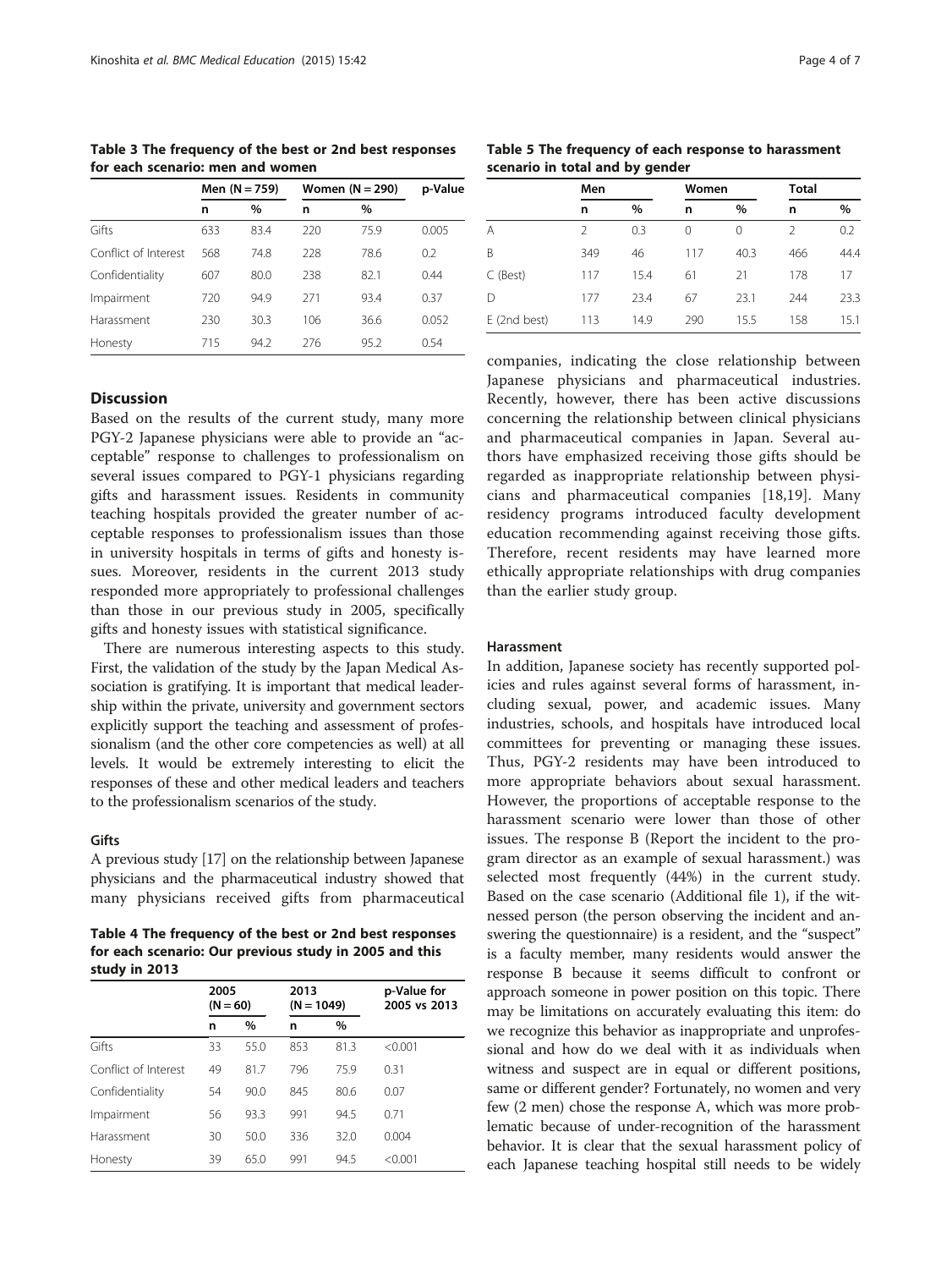**Table 3 The frequency of the best or 2nd best responses for each scenario: men and women**

| | Men (N = 759) | | Women (N = 290) | | p-Value |
|---|---|---|---|---|---|
| | n | % | n | % | |
| Gifts | 633 | 83.4 | 220 | 75.9 | 0.005 |
| Conflict of Interest | 568 | 74.8 | 228 | 78.6 | 0.2 |
| Confidentiality | 607 | 80.0 | 238 | 82.1 | 0.44 |
| Impairment | 720 | 94.9 | 271 | 93.4 | 0.37 |
| Harassment | 230 | 30.3 | 106 | 36.6 | 0.052 |
| Honesty | 715 | 94.2 | 276 | 95.2 | 0.54 |

## Discussion

Based on the results of the current study, many more PGY-2 Japanese physicians were able to provide an "acceptable" response to challenges to professionalism on several issues compared to PGY-1 physicians regarding gifts and harassment issues. Residents in community teaching hospitals provided the greater number of acceptable responses to professionalism issues than those in university hospitals in terms of gifts and honesty issues. Moreover, residents in the current 2013 study responded more appropriately to professional challenges than those in our previous study in 2005, specifically gifts and honesty issues with statistical significance.

There are numerous interesting aspects to this study. First, the validation of the study by the Japan Medical Association is gratifying. It is important that medical leadership within the private, university and government sectors explicitly support the teaching and assessment of professionalism (and the other core competencies as well) at all levels. It would be extremely interesting to elicit the responses of these and other medical leaders and teachers to the professionalism scenarios of the study.

### Gifts

A previous study [17] on the relationship between Japanese physicians and the pharmaceutical industry showed that many physicians received gifts from pharmaceutical companies, indicating the close relationship between Japanese physicians and pharmaceutical industries. Recently, however, there has been active discussions concerning the relationship between clinical physicians and pharmaceutical companies in Japan. Several authors have emphasized receiving those gifts should be regarded as inappropriate relationship between physicians and pharmaceutical companies [18,19]. Many residency programs introduced faculty development education recommending against receiving those gifts. Therefore, recent residents may have learned more ethically appropriate relationships with drug companies than the earlier study group.

**Table 4 The frequency of the best or 2nd best responses for each scenario: Our previous study in 2005 and this study in 2013**

| | 2005 (N = 60) | | 2013 (N = 1049) | | p-Value for 2005 vs 2013 |
|---|---|---|---|---|---|
| | n | % | n | % | |
| Gifts | 33 | 55.0 | 853 | 81.3 | <0.001 |
| Conflict of Interest | 49 | 81.7 | 796 | 75.9 | 0.31 |
| Confidentiality | 54 | 90.0 | 845 | 80.6 | 0.07 |
| Impairment | 56 | 93.3 | 991 | 94.5 | 0.71 |
| Harassment | 30 | 50.0 | 336 | 32.0 | 0.004 |
| Honesty | 39 | 65.0 | 991 | 94.5 | <0.001 |

**Table 5 The frequency of each response to harassment scenario in total and by gender**

| | Men | | Women | | Total | |
|---|---|---|---|---|---|---|
| | n | % | n | % | n | % |
| A | 2 | 0.3 | 0 | 0 | 2 | 0.2 |
| B | 349 | 46 | 117 | 40.3 | 466 | 44.4 |
| C (Best) | 117 | 15.4 | 61 | 21 | 178 | 17 |
| D | 177 | 23.4 | 67 | 23.1 | 244 | 23.3 |
| E (2nd best) | 113 | 14.9 | 290 | 15.5 | 158 | 15.1 |

### Harassment

In addition, Japanese society has recently supported policies and rules against several forms of harassment, including sexual, power, and academic issues. Many industries, schools, and hospitals have introduced local committees for preventing or managing these issues. Thus, PGY-2 residents may have been introduced to more appropriate behaviors about sexual harassment. However, the proportions of acceptable response to the harassment scenario were lower than those of other issues. The response B (Report the incident to the program director as an example of sexual harassment.) was selected most frequently (44%) in the current study. Based on the case scenario (Additional file 1), if the witnessed person (the person observing the incident and answering the questionnaire) is a resident, and the "suspect" is a faculty member, many residents would answer the response B because it seems difficult to confront or approach someone in power position on this topic. There may be limitations on accurately evaluating this item: do we recognize this behavior as inappropriate and unprofessional and how do we deal with it as individuals when witness and suspect are in equal or different positions, same or different gender? Fortunately, no women and very few (2 men) chose the response A, which was more problematic because of under-recognition of the harassment behavior. It is clear that the sexual harassment policy of each Japanese teaching hospital still needs to be widely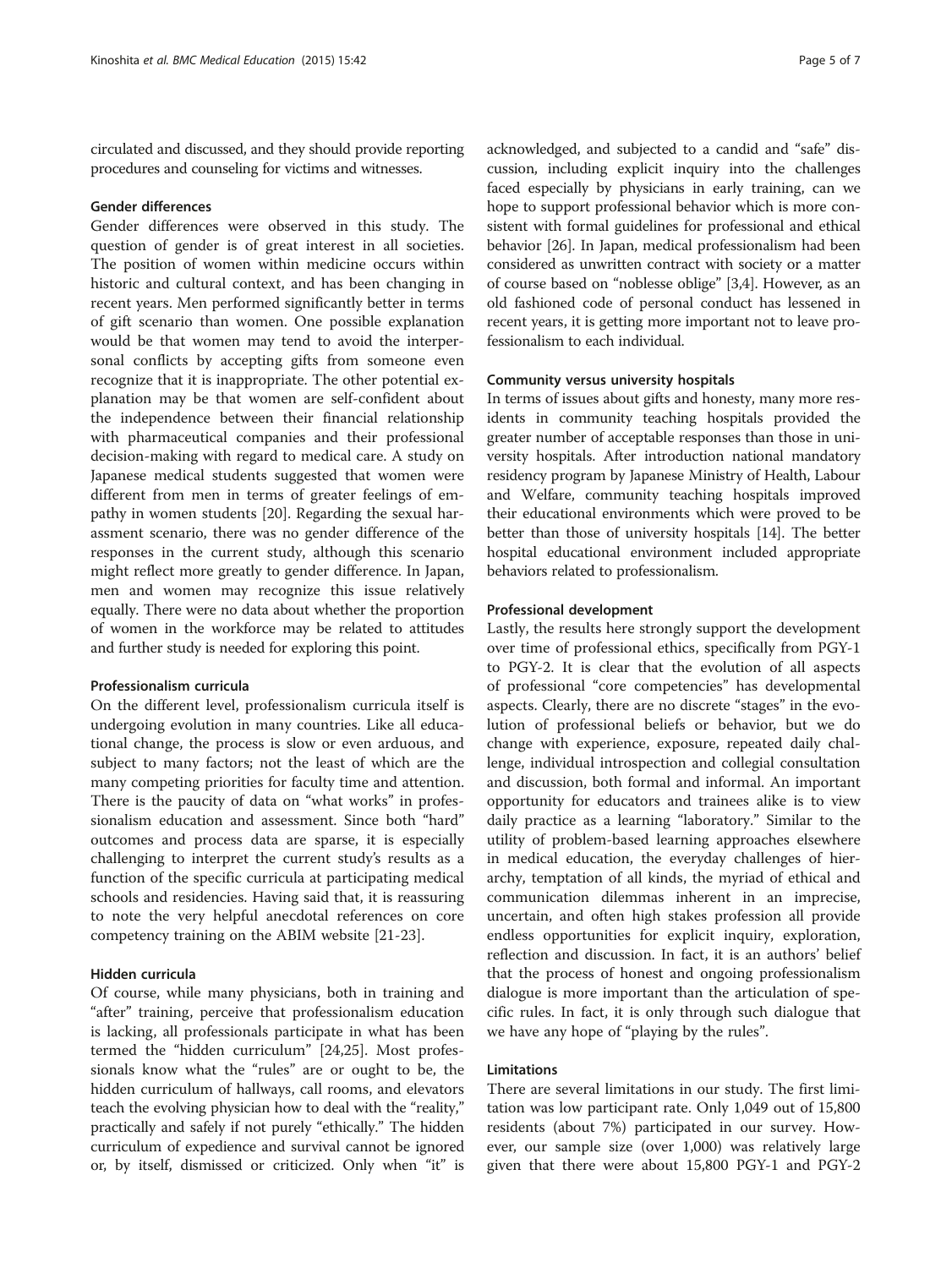circulated and discussed, and they should provide reporting procedures and counseling for victims and witnesses.

### Gender differences

Gender differences were observed in this study. The question of gender is of great interest in all societies. The position of women within medicine occurs within historic and cultural context, and has been changing in recent years. Men performed significantly better in terms of gift scenario than women. One possible explanation would be that women may tend to avoid the interpersonal conflicts by accepting gifts from someone even recognize that it is inappropriate. The other potential explanation may be that women are self-confident about the independence between their financial relationship with pharmaceutical companies and their professional decision-making with regard to medical care. A study on Japanese medical students suggested that women were different from men in terms of greater feelings of empathy in women students [20]. Regarding the sexual harassment scenario, there was no gender difference of the responses in the current study, although this scenario might reflect more greatly to gender difference. In Japan, men and women may recognize this issue relatively equally. There were no data about whether the proportion of women in the workforce may be related to attitudes and further study is needed for exploring this point.

### Professionalism curricula

On the different level, professionalism curricula itself is undergoing evolution in many countries. Like all educational change, the process is slow or even arduous, and subject to many factors; not the least of which are the many competing priorities for faculty time and attention. There is the paucity of data on "what works" in professionalism education and assessment. Since both "hard" outcomes and process data are sparse, it is especially challenging to interpret the current study's results as a function of the specific curricula at participating medical schools and residencies. Having said that, it is reassuring to note the very helpful anecdotal references on core competency training on the ABIM website [21-23].

### Hidden curricula

Of course, while many physicians, both in training and "after" training, perceive that professionalism education is lacking, all professionals participate in what has been termed the "hidden curriculum" [24,25]. Most professionals know what the "rules" are or ought to be, the hidden curriculum of hallways, call rooms, and elevators teach the evolving physician how to deal with the "reality," practically and safely if not purely "ethically." The hidden curriculum of expedience and survival cannot be ignored or, by itself, dismissed or criticized. Only when "it" is acknowledged, and subjected to a candid and "safe" discussion, including explicit inquiry into the challenges faced especially by physicians in early training, can we hope to support professional behavior which is more consistent with formal guidelines for professional and ethical behavior [26]. In Japan, medical professionalism had been considered as unwritten contract with society or a matter of course based on "noblesse oblige" [3,4]. However, as an old fashioned code of personal conduct has lessened in recent years, it is getting more important not to leave professionalism to each individual.

### Community versus university hospitals

In terms of issues about gifts and honesty, many more residents in community teaching hospitals provided the greater number of acceptable responses than those in university hospitals. After introduction national mandatory residency program by Japanese Ministry of Health, Labour and Welfare, community teaching hospitals improved their educational environments which were proved to be better than those of university hospitals [14]. The better hospital educational environment included appropriate behaviors related to professionalism.

### Professional development

Lastly, the results here strongly support the development over time of professional ethics, specifically from PGY-1 to PGY-2. It is clear that the evolution of all aspects of professional "core competencies" has developmental aspects. Clearly, there are no discrete "stages" in the evolution of professional beliefs or behavior, but we do change with experience, exposure, repeated daily challenge, individual introspection and collegial consultation and discussion, both formal and informal. An important opportunity for educators and trainees alike is to view daily practice as a learning "laboratory." Similar to the utility of problem-based learning approaches elsewhere in medical education, the everyday challenges of hierarchy, temptation of all kinds, the myriad of ethical and communication dilemmas inherent in an imprecise, uncertain, and often high stakes profession all provide endless opportunities for explicit inquiry, exploration, reflection and discussion. In fact, it is an authors' belief that the process of honest and ongoing professionalism dialogue is more important than the articulation of specific rules. In fact, it is only through such dialogue that we have any hope of "playing by the rules".

### Limitations

There are several limitations in our study. The first limitation was low participant rate. Only 1,049 out of 15,800 residents (about 7%) participated in our survey. However, our sample size (over 1,000) was relatively large given that there were about 15,800 PGY-1 and PGY-2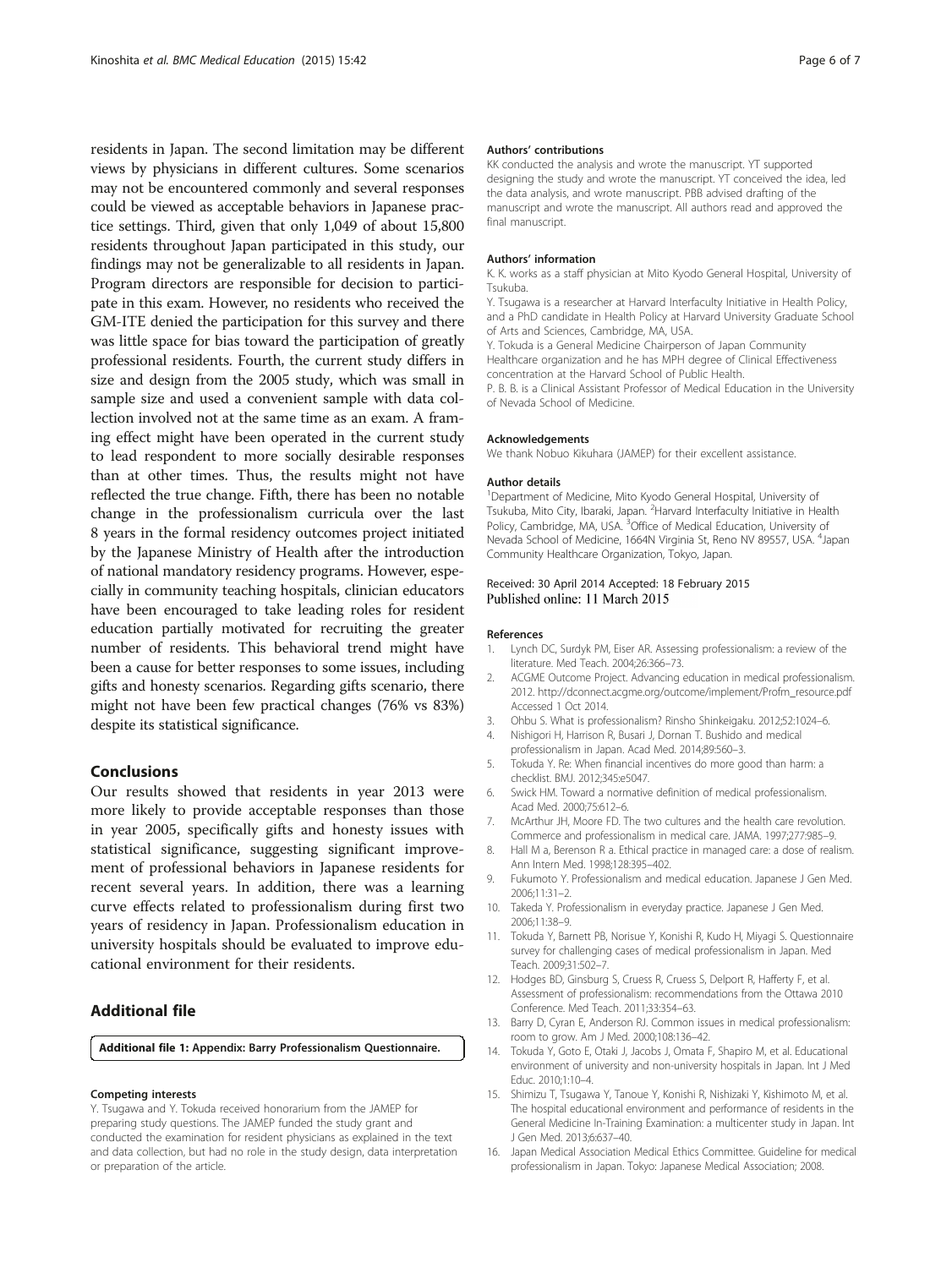residents in Japan. The second limitation may be different views by physicians in different cultures. Some scenarios may not be encountered commonly and several responses could be viewed as acceptable behaviors in Japanese practice settings. Third, given that only 1,049 of about 15,800 residents throughout Japan participated in this study, our findings may not be generalizable to all residents in Japan. Program directors are responsible for decision to participate in this exam. However, no residents who received the GM-ITE denied the participation for this survey and there was little space for bias toward the participation of greatly professional residents. Fourth, the current study differs in size and design from the 2005 study, which was small in sample size and used a convenient sample with data collection involved not at the same time as an exam. A framing effect might have been operated in the current study to lead respondent to more socially desirable responses than at other times. Thus, the results might not have reflected the true change. Fifth, there has been no notable change in the professionalism curricula over the last 8 years in the formal residency outcomes project initiated by the Japanese Ministry of Health after the introduction of national mandatory residency programs. However, especially in community teaching hospitals, clinician educators have been encouraged to take leading roles for resident education partially motivated for recruiting the greater number of residents. This behavioral trend might have been a cause for better responses to some issues, including gifts and honesty scenarios. Regarding gifts scenario, there might not have been few practical changes (76% vs 83%) despite its statistical significance.

## Conclusions

Our results showed that residents in year 2013 were more likely to provide acceptable responses than those in year 2005, specifically gifts and honesty issues with statistical significance, suggesting significant improvement of professional behaviors in Japanese residents for recent several years. In addition, there was a learning curve effects related to professionalism during first two years of residency in Japan. Professionalism education in university hospitals should be evaluated to improve educational environment for their residents.

## Additional file

**Additional file 1:** Appendix: Barry Professionalism Questionnaire.

#### Competing interests

Y. Tsugawa and Y. Tokuda received honorarium from the JAMEP for preparing study questions. The JAMEP funded the study grant and conducted the examination for resident physicians as explained in the text and data collection, but had no role in the study design, data interpretation or preparation of the article.

#### Authors' contributions

KK conducted the analysis and wrote the manuscript. YT supported designing the study and wrote the manuscript. YT conceived the idea, led the data analysis, and wrote manuscript. PBB advised drafting of the manuscript and wrote the manuscript. All authors read and approved the final manuscript.

#### Authors' information

K. K. works as a staff physician at Mito Kyodo General Hospital, University of Tsukuba.

Y. Tsugawa is a researcher at Harvard Interfaculty Initiative in Health Policy, and a PhD candidate in Health Policy at Harvard University Graduate School of Arts and Sciences, Cambridge, MA, USA.

Y. Tokuda is a General Medicine Chairperson of Japan Community Healthcare organization and he has MPH degree of Clinical Effectiveness concentration at the Harvard School of Public Health.

P. B. B. is a Clinical Assistant Professor of Medical Education in the University of Nevada School of Medicine.

#### Acknowledgements

We thank Nobuo Kikuhara (JAMEP) for their excellent assistance.

#### Author details

[1]Department of Medicine, Mito Kyodo General Hospital, University of Tsukuba, Mito City, Ibaraki, Japan. [2]Harvard Interfaculty Initiative in Health Policy, Cambridge, MA, USA. [3]Office of Medical Education, University of Nevada School of Medicine, 1664N Virginia St, Reno NV 89557, USA. [4]Japan Community Healthcare Organization, Tokyo, Japan.

Received: 30 April 2014 Accepted: 18 February 2015
Published online: 11 March 2015

#### References

1. Lynch DC, Surdyk PM, Eiser AR. Assessing professionalism: a review of the literature. Med Teach. 2004;26:366–73.
2. ACGME Outcome Project. Advancing education in medical professionalism. 2012. http://dconnect.acgme.org/outcome/implement/Profm_resource.pdf Accessed 1 Oct 2014.
3. Ohbu S. What is professionalism? Rinsho Shinkeigaku. 2012;52:1024–6.
4. Nishigori H, Harrison R, Busari J, Dornan T. Bushido and medical professionalism in Japan. Acad Med. 2014;89:560–3.
5. Tokuda Y. Re: When financial incentives do more good than harm: a checklist. BMJ. 2012;345:e5047.
6. Swick HM. Toward a normative definition of medical professionalism. Acad Med. 2000;75:612–6.
7. McArthur JH, Moore FD. The two cultures and the health care revolution. Commerce and professionalism in medical care. JAMA. 1997;277:985–9.
8. Hall M a, Berenson R a. Ethical practice in managed care: a dose of realism. Ann Intern Med. 1998;128:395–402.
9. Fukumoto Y. Professionalism and medical education. Japanese J Gen Med. 2006;11:31–2.
10. Takeda Y. Professionalism in everyday practice. Japanese J Gen Med. 2006;11:38–9.
11. Tokuda Y, Barnett PB, Norisue Y, Konishi R, Kudo H, Miyagi S. Questionnaire survey for challenging cases of medical professionalism in Japan. Med Teach. 2009;31:502–7.
12. Hodges BD, Ginsburg S, Cruess R, Cruess S, Delport R, Hafferty F, et al. Assessment of professionalism: recommendations from the Ottawa 2010 Conference. Med Teach. 2011;33:354–63.
13. Barry D, Cyran E, Anderson RJ. Common issues in medical professionalism: room to grow. Am J Med. 2000;108:136–42.
14. Tokuda Y, Goto E, Otaki J, Jacobs J, Omata F, Shapiro M, et al. Educational environment of university and non-university hospitals in Japan. Int J Med Educ. 2010;1:10–4.
15. Shimizu T, Tsugawa Y, Tanoue Y, Konishi R, Nishizaki Y, Kishimoto M, et al. The hospital educational environment and performance of residents in the General Medicine In-Training Examination: a multicenter study in Japan. Int J Gen Med. 2013;6:637–40.
16. Japan Medical Association Medical Ethics Committee. Guideline for medical professionalism in Japan. Tokyo: Japanese Medical Association; 2008.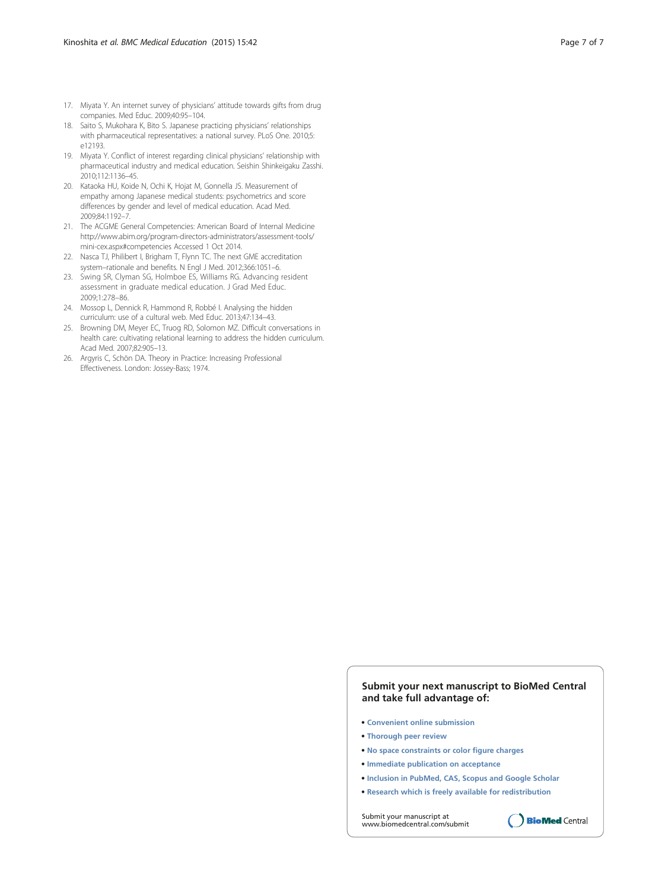17. Miyata Y. An internet survey of physicians' attitude towards gifts from drug companies. Med Educ. 2009;40:95–104.
18. Saito S, Mukohara K, Bito S. Japanese practicing physicians' relationships with pharmaceutical representatives: a national survey. PLoS One. 2010;5: e12193.
19. Miyata Y. Conflict of interest regarding clinical physicians' relationship with pharmaceutical industry and medical education. Seishin Shinkeigaku Zasshi. 2010;112:1136–45.
20. Kataoka HU, Koide N, Ochi K, Hojat M, Gonnella JS. Measurement of empathy among Japanese medical students: psychometrics and score differences by gender and level of medical education. Acad Med. 2009;84:1192–7.
21. The ACGME General Competencies: American Board of Internal Medicine http://www.abim.org/program-directors-administrators/assessment-tools/mini-cex.aspx#competencies Accessed 1 Oct 2014.
22. Nasca TJ, Philibert I, Brigham T, Flynn TC. The next GME accreditation system–rationale and benefits. N Engl J Med. 2012;366:1051–6.
23. Swing SR, Clyman SG, Holmboe ES, Williams RG. Advancing resident assessment in graduate medical education. J Grad Med Educ. 2009;1:278–86.
24. Mossop L, Dennick R, Hammond R, Robbé I. Analysing the hidden curriculum: use of a cultural web. Med Educ. 2013;47:134–43.
25. Browning DM, Meyer EC, Truog RD, Solomon MZ. Difficult conversations in health care: cultivating relational learning to address the hidden curriculum. Acad Med. 2007;82:905–13.
26. Argyris C, Schön DA. Theory in Practice: Increasing Professional Effectiveness. London: Jossey-Bass; 1974.

**Submit your next manuscript to BioMed Central and take full advantage of:**

- **Convenient online submission**
- **Thorough peer review**
- **No space constraints or color figure charges**
- **Immediate publication on acceptance**
- **Inclusion in PubMed, CAS, Scopus and Google Scholar**
- **Research which is freely available for redistribution**

Submit your manuscript at
www.biomedcentral.com/submit

BioMed Central